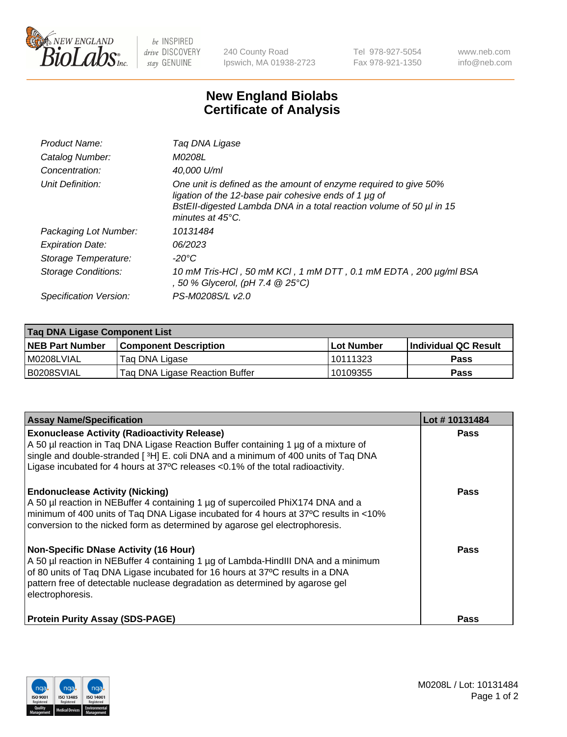240 County Road
Ipswich, MA 01938-2723

Tel 978-927-5054
Fax 978-921-1350

www.neb.com
info@neb.com

# New England Biolabs
# Certificate of Analysis

| | |
|---|---|
| *Product Name:* | *Taq DNA Ligase* |
| *Catalog Number:* | *M0208L* |
| *Concentration:* | *40,000 U/ml* |
| *Unit Definition:* | *One unit is defined as the amount of enzyme required to give 50% ligation of the 12-base pair cohesive ends of 1 µg of BstEII-digested Lambda DNA in a total reaction volume of 50 µl in 15 minutes at 45°C.* |
| *Packaging Lot Number:* | *10131484* |
| *Expiration Date:* | *06/2023* |
| *Storage Temperature:* | *-20°C* |
| *Storage Conditions:* | *10 mM Tris-HCl , 50 mM KCl , 1 mM DTT , 0.1 mM EDTA , 200 µg/ml BSA , 50 % Glycerol, (pH 7.4 @ 25°C)* |
| *Specification Version:* | *PS-M0208S/L v2.0* |

| Taq DNA Ligase Component List | | | |
|---|---|---|---|
| **NEB Part Number** | **Component Description** | **Lot Number** | **Individual QC Result** |
| M0208LVIAL | Taq DNA Ligase | 10111323 | **Pass** |
| B0208SVIAL | Taq DNA Ligase Reaction Buffer | 10109355 | **Pass** |

| Assay Name/Specification | Lot # 10131484 |
|---|---|
| **Exonuclease Activity (Radioactivity Release)**<br>A 50 µl reaction in Taq DNA Ligase Reaction Buffer containing 1 µg of a mixture of single and double-stranded [ $^3$H] E. coli DNA and a minimum of 400 units of Taq DNA Ligase incubated for 4 hours at 37ºC releases <0.1% of the total radioactivity. | **Pass** |
| **Endonuclease Activity (Nicking)**<br>A 50 µl reaction in NEBuffer 4 containing 1 µg of supercoiled PhiX174 DNA and a minimum of 400 units of Taq DNA Ligase incubated for 4 hours at 37ºC results in <10% conversion to the nicked form as determined by agarose gel electrophoresis. | **Pass** |
| **Non-Specific DNase Activity (16 Hour)**<br>A 50 µl reaction in NEBuffer 4 containing 1 µg of Lambda-HindIII DNA and a minimum of 80 units of Taq DNA Ligase incubated for 16 hours at 37ºC results in a DNA pattern free of detectable nuclease degradation as determined by agarose gel electrophoresis. | **Pass** |
| **Protein Purity Assay (SDS-PAGE)** | **Pass** |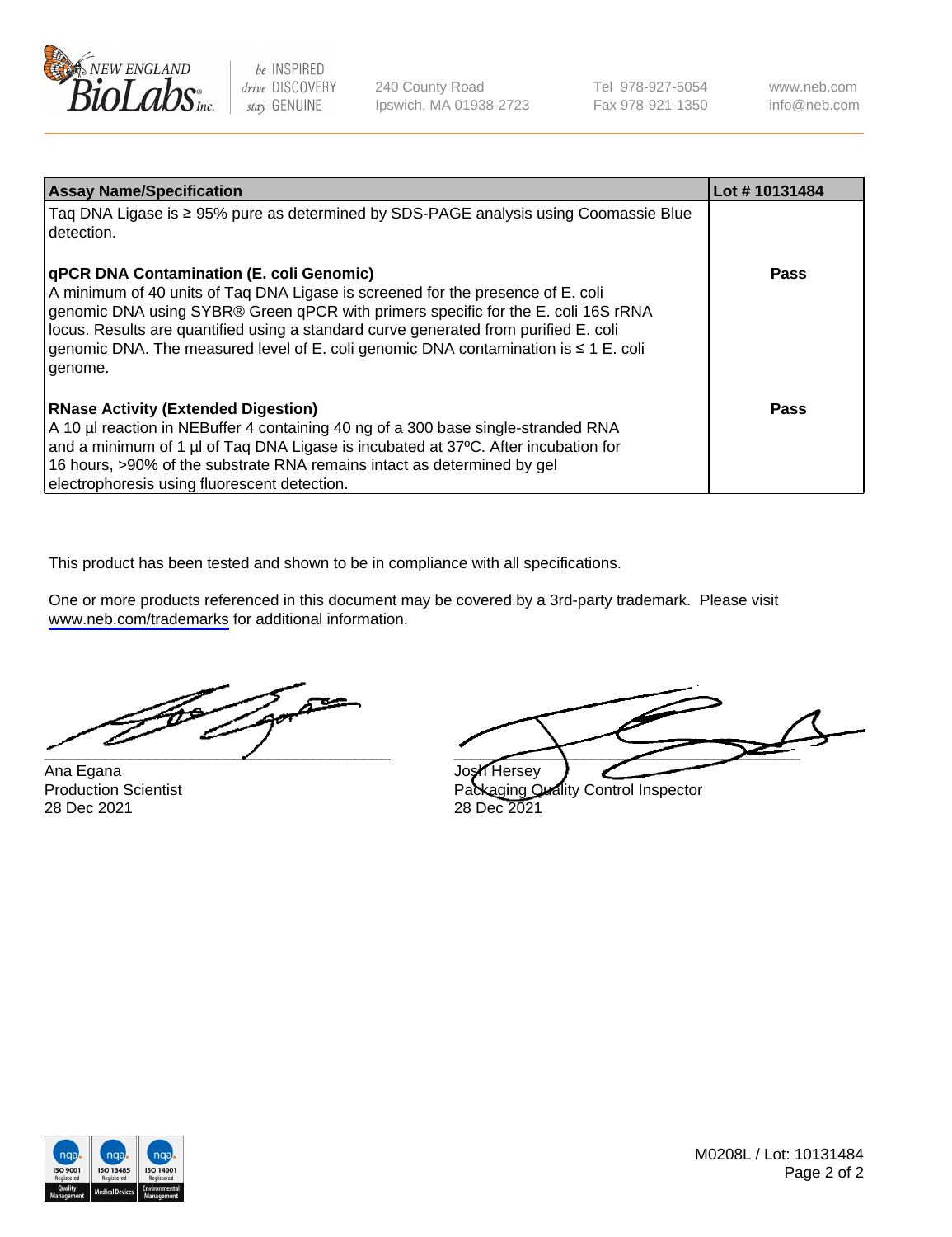| Assay Name/Specification | Lot # 10131484 |
|---|---|
| Taq DNA Ligase is ≥ 95% pure as determined by SDS-PAGE analysis using Coomassie Blue detection. | |
| **qPCR DNA Contamination (E. coli Genomic)**<br>A minimum of 40 units of Taq DNA Ligase is screened for the presence of E. coli genomic DNA using SYBR® Green qPCR with primers specific for the E. coli 16S rRNA locus. Results are quantified using a standard curve generated from purified E. coli genomic DNA. The measured level of E. coli genomic DNA contamination is ≤ 1 E. coli genome. | **Pass** |
| **RNase Activity (Extended Digestion)**<br>A 10 µl reaction in NEBuffer 4 containing 40 ng of a 300 base single-stranded RNA and a minimum of 1 µl of Taq DNA Ligase is incubated at 37ºC. After incubation for 16 hours, >90% of the substrate RNA remains intact as determined by gel electrophoresis using fluorescent detection. | **Pass** |

This product has been tested and shown to be in compliance with all specifications.

One or more products referenced in this document may be covered by a 3rd-party trademark. Please visit www.neb.com/trademarks for additional information.

Ana Egana
Production Scientist
28 Dec 2021

Josh Hersey
Packaging Quality Control Inspector
28 Dec 2021

M0208L / Lot: 10131484